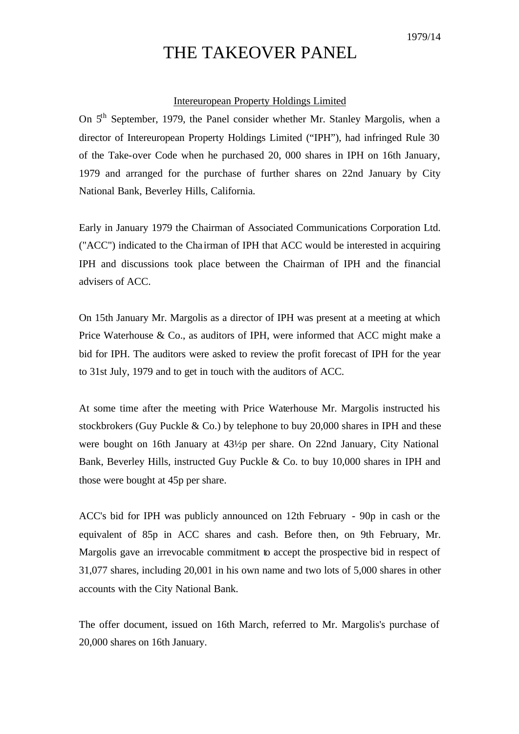1979/14

# THE TAKEOVER PANEL

## Intereuropean Property Holdings Limited

On 5th September, 1979, the Panel consider whether Mr. Stanley Margolis, when a director of Intereuropean Property Holdings Limited ("IPH"), had infringed Rule 30 of the Take-over Code when he purchased 20, 000 shares in IPH on 16th January, 1979 and arranged for the purchase of further shares on 22nd January by City National Bank, Beverley Hills, California.

Early in January 1979 the Chairman of Associated Communications Corporation Ltd. ("ACC") indicated to the Chairman of IPH that ACC would be interested in acquiring IPH and discussions took place between the Chairman of IPH and the financial advisers of ACC.

On 15th January Mr. Margolis as a director of IPH was present at a meeting at which Price Waterhouse & Co., as auditors of IPH, were informed that ACC might make a bid for IPH. The auditors were asked to review the profit forecast of IPH for the year to 31st July, 1979 and to get in touch with the auditors of ACC.

At some time after the meeting with Price Waterhouse Mr. Margolis instructed his stockbrokers (Guy Puckle & Co.) by telephone to buy 20,000 shares in IPH and these were bought on 16th January at 43½p per share. On 22nd January, City National Bank, Beverley Hills, instructed Guy Puckle & Co. to buy 10,000 shares in IPH and those were bought at 45p per share.

ACC's bid for IPH was publicly announced on 12th February - 90p in cash or the equivalent of 85p in ACC shares and cash. Before then, on 9th February, Mr. Margolis gave an irrevocable commitment to accept the prospective bid in respect of 31,077 shares, including 20,001 in his own name and two lots of 5,000 shares in other accounts with the City National Bank.

The offer document, issued on 16th March, referred to Mr. Margolis's purchase of 20,000 shares on 16th January.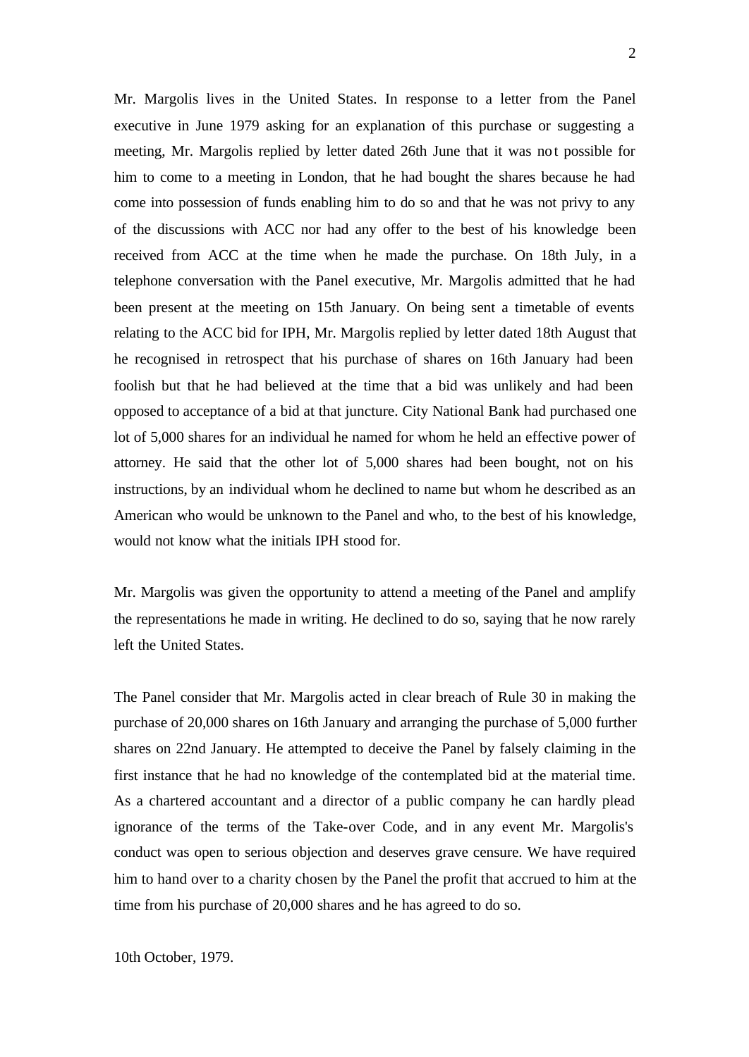Mr. Margolis lives in the United States. In response to a letter from the Panel executive in June 1979 asking for an explanation of this purchase or suggesting a meeting, Mr. Margolis replied by letter dated 26th June that it was not possible for him to come to a meeting in London, that he had bought the shares because he had come into possession of funds enabling him to do so and that he was not privy to any of the discussions with ACC nor had any offer to the best of his knowledge been received from ACC at the time when he made the purchase. On 18th July, in a telephone conversation with the Panel executive, Mr. Margolis admitted that he had been present at the meeting on 15th January. On being sent a timetable of events relating to the ACC bid for IPH, Mr. Margolis replied by letter dated 18th August that he recognised in retrospect that his purchase of shares on 16th January had been foolish but that he had believed at the time that a bid was unlikely and had been opposed to acceptance of a bid at that juncture. City National Bank had purchased one lot of 5,000 shares for an individual he named for whom he held an effective power of attorney. He said that the other lot of 5,000 shares had been bought, not on his instructions, by an individual whom he declined to name but whom he described as an American who would be unknown to the Panel and who, to the best of his knowledge, would not know what the initials IPH stood for.

Mr. Margolis was given the opportunity to attend a meeting of the Panel and amplify the representations he made in writing. He declined to do so, saying that he now rarely left the United States.

The Panel consider that Mr. Margolis acted in clear breach of Rule 30 in making the purchase of 20,000 shares on 16th January and arranging the purchase of 5,000 further shares on 22nd January. He attempted to deceive the Panel by falsely claiming in the first instance that he had no knowledge of the contemplated bid at the material time. As a chartered accountant and a director of a public company he can hardly plead ignorance of the terms of the Take-over Code, and in any event Mr. Margolis's conduct was open to serious objection and deserves grave censure. We have required him to hand over to a charity chosen by the Panel the profit that accrued to him at the time from his purchase of 20,000 shares and he has agreed to do so.

10th October, 1979.